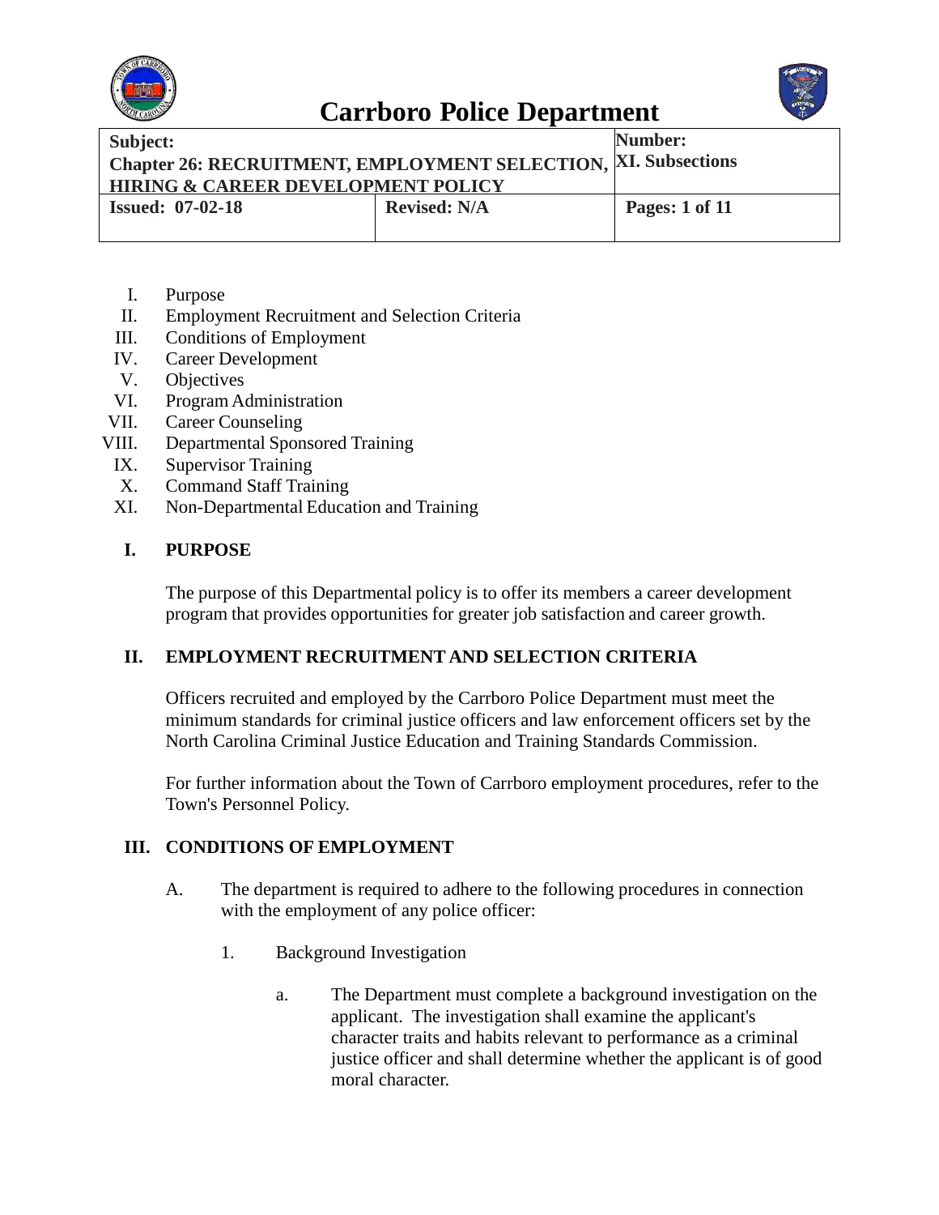# Carrboro Police Department

| Subject: Chapter 26: RECRUITMENT, EMPLOYMENT SELECTION, HIRING & CAREER DEVELOPMENT POLICY | | Number: XI. Subsections |
|---|---|---|
| **Issued: 07-02-18** | **Revised: N/A** | **Pages: 1 of 11** |

I. Purpose
II. Employment Recruitment and Selection Criteria
III. Conditions of Employment
IV. Career Development
V. Objectives
VI. Program Administration
VII. Career Counseling
VIII. Departmental Sponsored Training
IX. Supervisor Training
X. Command Staff Training
XI. Non-Departmental Education and Training

## I. PURPOSE

The purpose of this Departmental policy is to offer its members a career development program that provides opportunities for greater job satisfaction and career growth.

## II. EMPLOYMENT RECRUITMENT AND SELECTION CRITERIA

Officers recruited and employed by the Carrboro Police Department must meet the minimum standards for criminal justice officers and law enforcement officers set by the North Carolina Criminal Justice Education and Training Standards Commission.

For further information about the Town of Carrboro employment procedures, refer to the Town's Personnel Policy.

## III. CONDITIONS OF EMPLOYMENT

A. The department is required to adhere to the following procedures in connection with the employment of any police officer:

1. Background Investigation

   a. The Department must complete a background investigation on the applicant. The investigation shall examine the applicant's character traits and habits relevant to performance as a criminal justice officer and shall determine whether the applicant is of good moral character.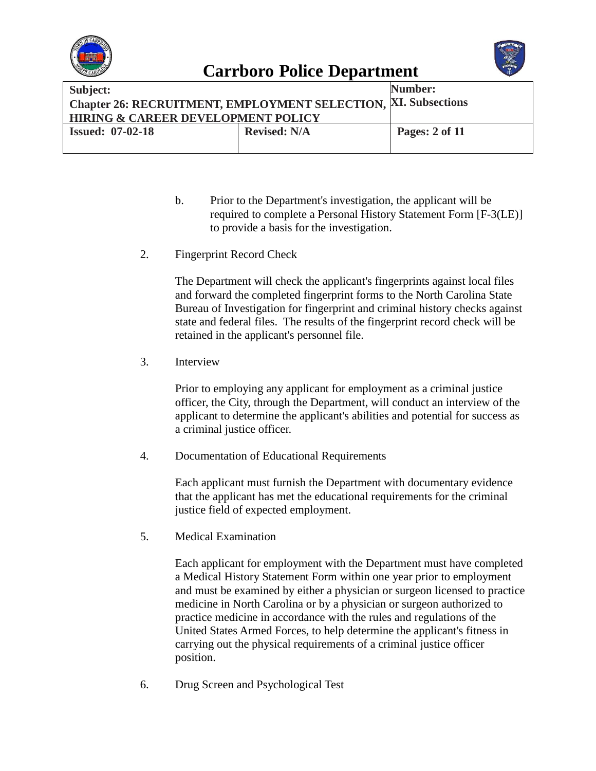b. Prior to the Department's investigation, the applicant will be required to complete a Personal History Statement Form [F-3(LE)] to provide a basis for the investigation.

2. Fingerprint Record Check

   The Department will check the applicant's fingerprints against local files and forward the completed fingerprint forms to the North Carolina State Bureau of Investigation for fingerprint and criminal history checks against state and federal files. The results of the fingerprint record check will be retained in the applicant's personnel file.

3. Interview

   Prior to employing any applicant for employment as a criminal justice officer, the City, through the Department, will conduct an interview of the applicant to determine the applicant's abilities and potential for success as a criminal justice officer.

4. Documentation of Educational Requirements

   Each applicant must furnish the Department with documentary evidence that the applicant has met the educational requirements for the criminal justice field of expected employment.

5. Medical Examination

   Each applicant for employment with the Department must have completed a Medical History Statement Form within one year prior to employment and must be examined by either a physician or surgeon licensed to practice medicine in North Carolina or by a physician or surgeon authorized to practice medicine in accordance with the rules and regulations of the United States Armed Forces, to help determine the applicant's fitness in carrying out the physical requirements of a criminal justice officer position.

6. Drug Screen and Psychological Test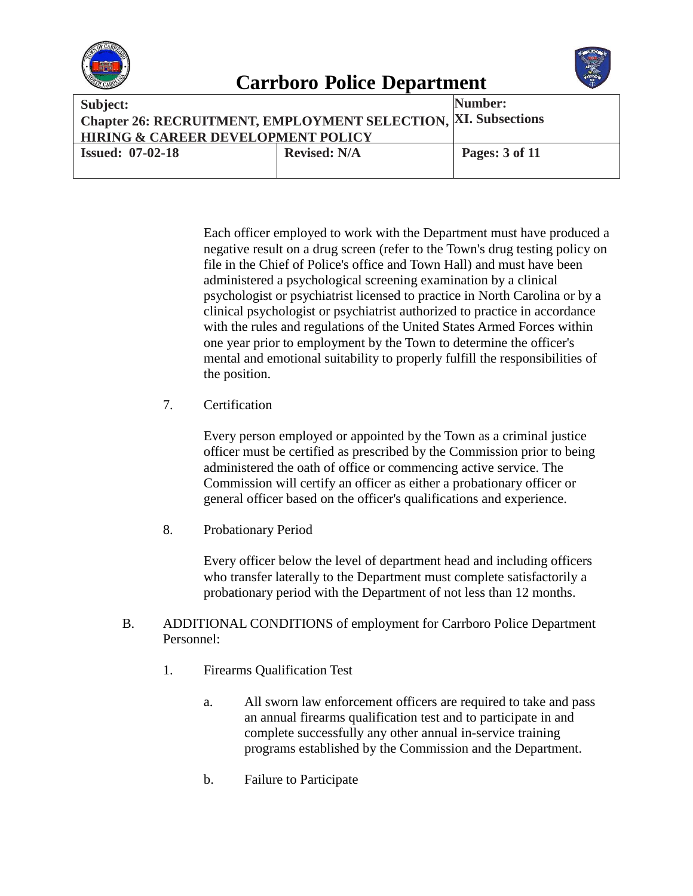Each officer employed to work with the Department must have produced a negative result on a drug screen (refer to the Town's drug testing policy on file in the Chief of Police's office and Town Hall) and must have been administered a psychological screening examination by a clinical psychologist or psychiatrist licensed to practice in North Carolina or by a clinical psychologist or psychiatrist authorized to practice in accordance with the rules and regulations of the United States Armed Forces within one year prior to employment by the Town to determine the officer's mental and emotional suitability to properly fulfill the responsibilities of the position.

7. Certification

   Every person employed or appointed by the Town as a criminal justice officer must be certified as prescribed by the Commission prior to being administered the oath of office or commencing active service. The Commission will certify an officer as either a probationary officer or general officer based on the officer's qualifications and experience.

8. Probationary Period

   Every officer below the level of department head and including officers who transfer laterally to the Department must complete satisfactorily a probationary period with the Department of not less than 12 months.

B. ADDITIONAL CONDITIONS of employment for Carrboro Police Department Personnel:

1. Firearms Qualification Test

   a. All sworn law enforcement officers are required to take and pass an annual firearms qualification test and to participate in and complete successfully any other annual in-service training programs established by the Commission and the Department.

   b. Failure to Participate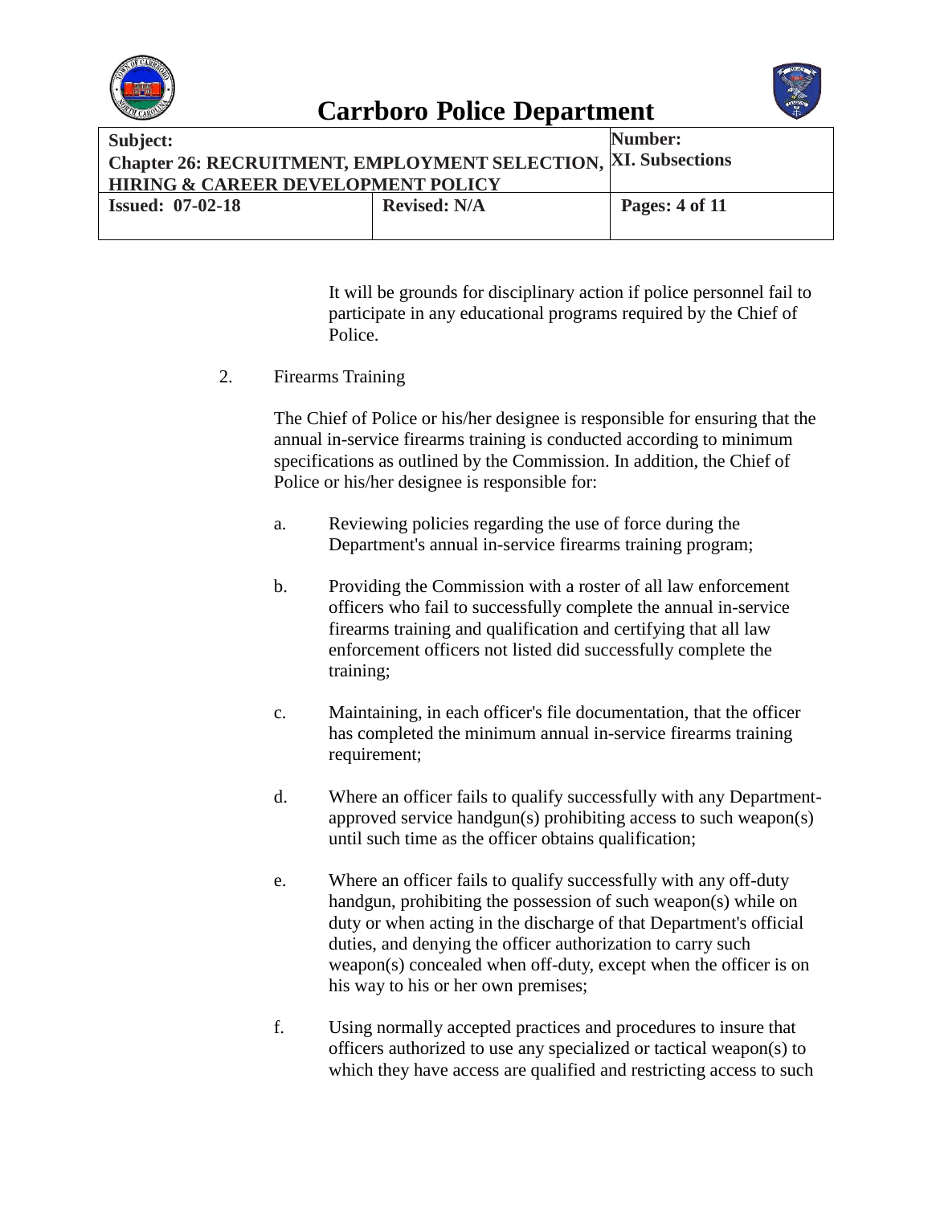It will be grounds for disciplinary action if police personnel fail to participate in any educational programs required by the Chief of Police.

2. Firearms Training

   The Chief of Police or his/her designee is responsible for ensuring that the annual in-service firearms training is conducted according to minimum specifications as outlined by the Commission. In addition, the Chief of Police or his/her designee is responsible for:

   a. Reviewing policies regarding the use of force during the Department's annual in-service firearms training program;

   b. Providing the Commission with a roster of all law enforcement officers who fail to successfully complete the annual in-service firearms training and qualification and certifying that all law enforcement officers not listed did successfully complete the training;

   c. Maintaining, in each officer's file documentation, that the officer has completed the minimum annual in-service firearms training requirement;

   d. Where an officer fails to qualify successfully with any Department-approved service handgun(s) prohibiting access to such weapon(s) until such time as the officer obtains qualification;

   e. Where an officer fails to qualify successfully with any off-duty handgun, prohibiting the possession of such weapon(s) while on duty or when acting in the discharge of that Department's official duties, and denying the officer authorization to carry such weapon(s) concealed when off-duty, except when the officer is on his way to his or her own premises;

   f. Using normally accepted practices and procedures to insure that officers authorized to use any specialized or tactical weapon(s) to which they have access are qualified and restricting access to such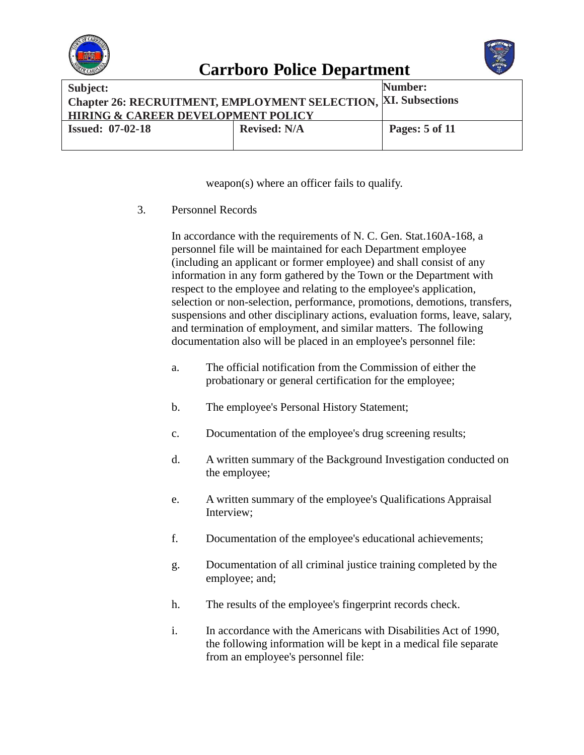weapon(s) where an officer fails to qualify.

3. Personnel Records

   In accordance with the requirements of N. C. Gen. Stat.160A-168, a personnel file will be maintained for each Department employee (including an applicant or former employee) and shall consist of any information in any form gathered by the Town or the Department with respect to the employee and relating to the employee's application, selection or non-selection, performance, promotions, demotions, transfers, suspensions and other disciplinary actions, evaluation forms, leave, salary, and termination of employment, and similar matters. The following documentation also will be placed in an employee's personnel file:

   a. The official notification from the Commission of either the probationary or general certification for the employee;

   b. The employee's Personal History Statement;

   c. Documentation of the employee's drug screening results;

   d. A written summary of the Background Investigation conducted on the employee;

   e. A written summary of the employee's Qualifications Appraisal Interview;

   f. Documentation of the employee's educational achievements;

   g. Documentation of all criminal justice training completed by the employee; and;

   h. The results of the employee's fingerprint records check.

   i. In accordance with the Americans with Disabilities Act of 1990, the following information will be kept in a medical file separate from an employee's personnel file: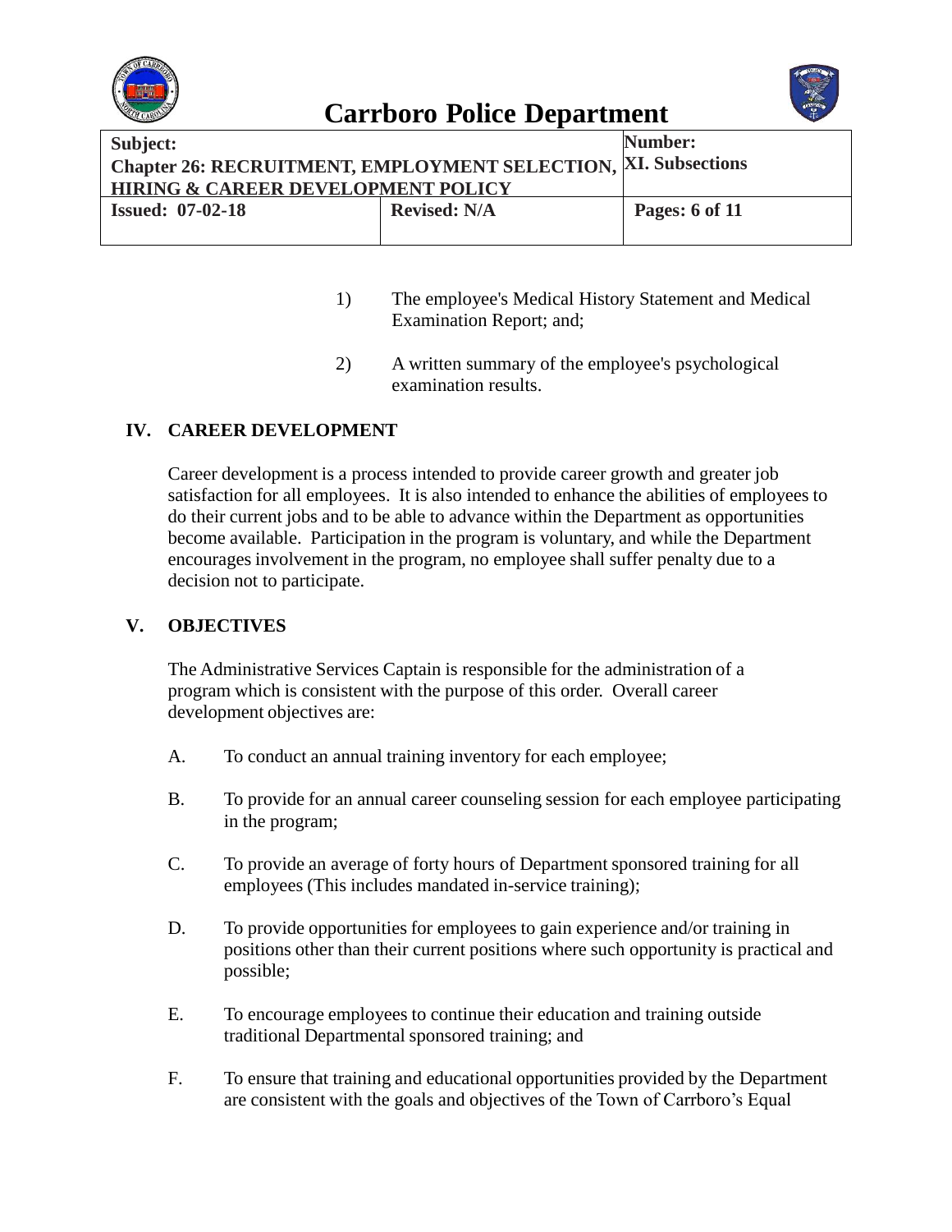1) The employee's Medical History Statement and Medical Examination Report; and;

2) A written summary of the employee's psychological examination results.

## IV. CAREER DEVELOPMENT

Career development is a process intended to provide career growth and greater job satisfaction for all employees. It is also intended to enhance the abilities of employees to do their current jobs and to be able to advance within the Department as opportunities become available. Participation in the program is voluntary, and while the Department encourages involvement in the program, no employee shall suffer penalty due to a decision not to participate.

## V. OBJECTIVES

The Administrative Services Captain is responsible for the administration of a program which is consistent with the purpose of this order. Overall career development objectives are:

A. To conduct an annual training inventory for each employee;

B. To provide for an annual career counseling session for each employee participating in the program;

C. To provide an average of forty hours of Department sponsored training for all employees (This includes mandated in-service training);

D. To provide opportunities for employees to gain experience and/or training in positions other than their current positions where such opportunity is practical and possible;

E. To encourage employees to continue their education and training outside traditional Departmental sponsored training; and

F. To ensure that training and educational opportunities provided by the Department are consistent with the goals and objectives of the Town of Carrboro's Equal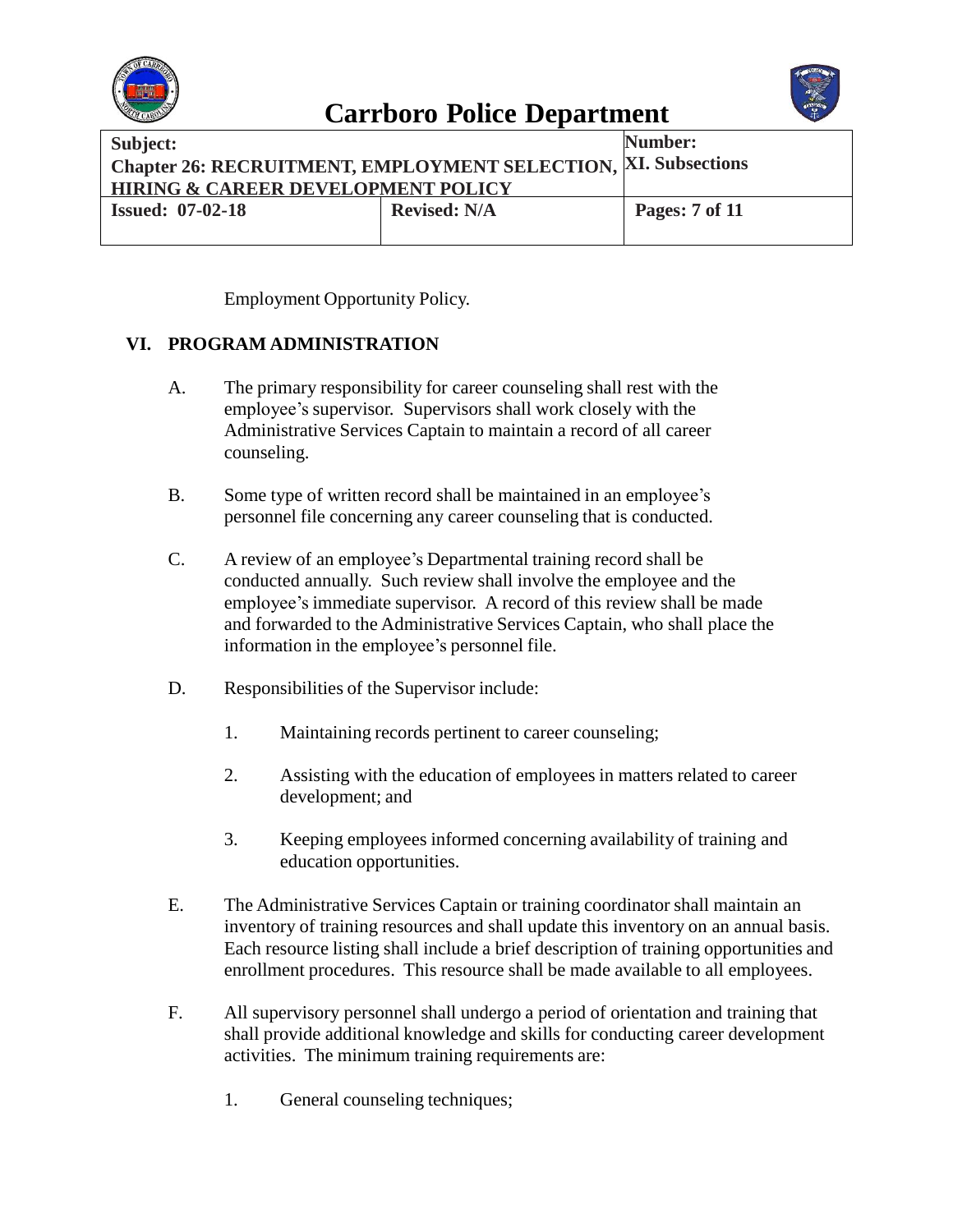Employment Opportunity Policy.

## VI. PROGRAM ADMINISTRATION

A. The primary responsibility for career counseling shall rest with the employee's supervisor. Supervisors shall work closely with the Administrative Services Captain to maintain a record of all career counseling.

B. Some type of written record shall be maintained in an employee's personnel file concerning any career counseling that is conducted.

C. A review of an employee's Departmental training record shall be conducted annually. Such review shall involve the employee and the employee's immediate supervisor. A record of this review shall be made and forwarded to the Administrative Services Captain, who shall place the information in the employee's personnel file.

D. Responsibilities of the Supervisor include:

   1. Maintaining records pertinent to career counseling;

   2. Assisting with the education of employees in matters related to career development; and

   3. Keeping employees informed concerning availability of training and education opportunities.

E. The Administrative Services Captain or training coordinator shall maintain an inventory of training resources and shall update this inventory on an annual basis. Each resource listing shall include a brief description of training opportunities and enrollment procedures. This resource shall be made available to all employees.

F. All supervisory personnel shall undergo a period of orientation and training that shall provide additional knowledge and skills for conducting career development activities. The minimum training requirements are:

   1. General counseling techniques;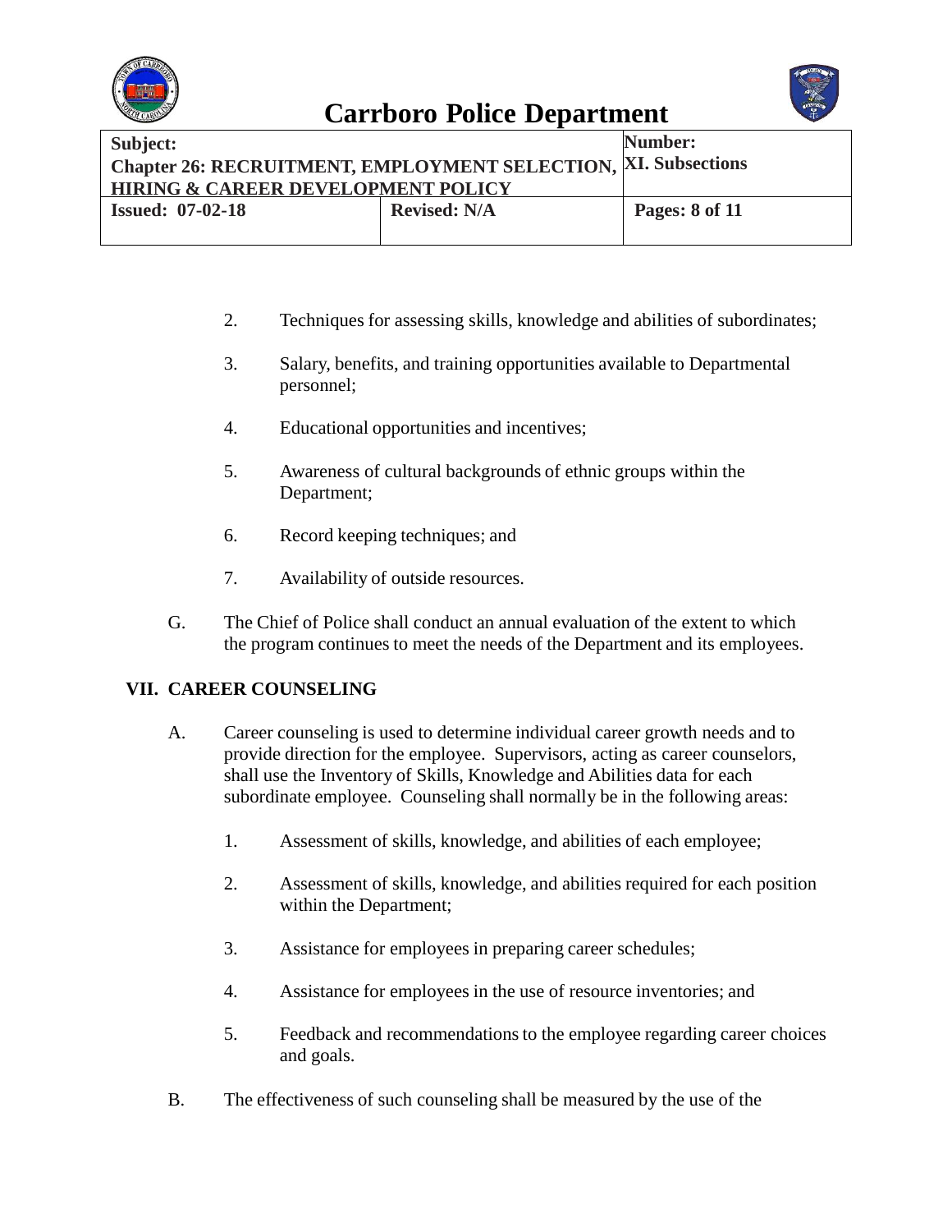2. Techniques for assessing skills, knowledge and abilities of subordinates;

3. Salary, benefits, and training opportunities available to Departmental personnel;

4. Educational opportunities and incentives;

5. Awareness of cultural backgrounds of ethnic groups within the Department;

6. Record keeping techniques; and

7. Availability of outside resources.

G. The Chief of Police shall conduct an annual evaluation of the extent to which the program continues to meet the needs of the Department and its employees.

## VII. CAREER COUNSELING

A. Career counseling is used to determine individual career growth needs and to provide direction for the employee. Supervisors, acting as career counselors, shall use the Inventory of Skills, Knowledge and Abilities data for each subordinate employee. Counseling shall normally be in the following areas:

1. Assessment of skills, knowledge, and abilities of each employee;

2. Assessment of skills, knowledge, and abilities required for each position within the Department;

3. Assistance for employees in preparing career schedules;

4. Assistance for employees in the use of resource inventories; and

5. Feedback and recommendations to the employee regarding career choices and goals.

B. The effectiveness of such counseling shall be measured by the use of the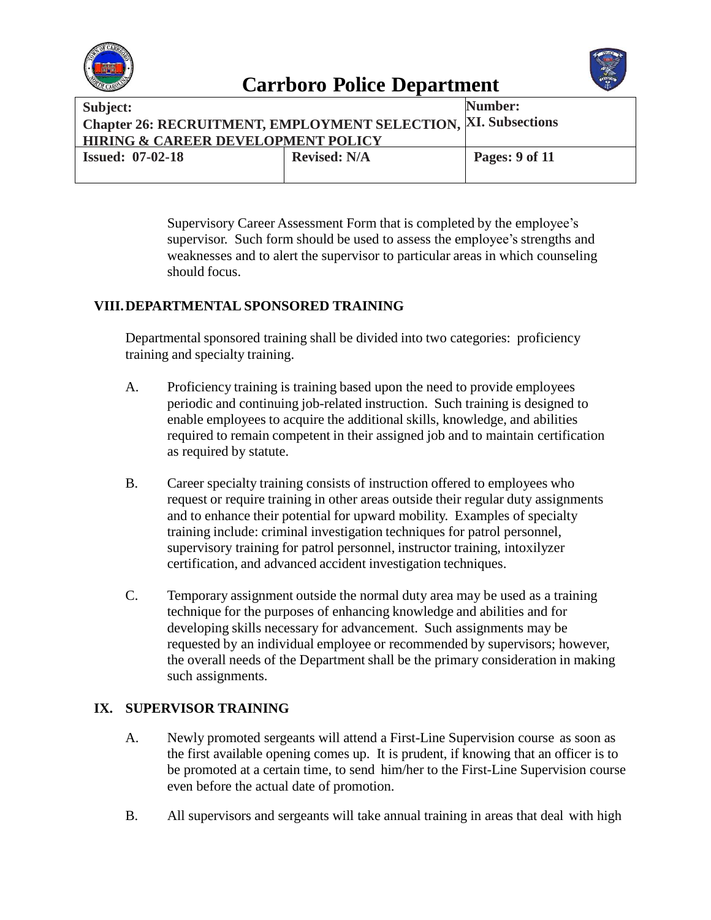Supervisory Career Assessment Form that is completed by the employee's supervisor. Such form should be used to assess the employee's strengths and weaknesses and to alert the supervisor to particular areas in which counseling should focus.

## VIII. DEPARTMENTAL SPONSORED TRAINING

Departmental sponsored training shall be divided into two categories: proficiency training and specialty training.

A. Proficiency training is training based upon the need to provide employees periodic and continuing job-related instruction. Such training is designed to enable employees to acquire the additional skills, knowledge, and abilities required to remain competent in their assigned job and to maintain certification as required by statute.

B. Career specialty training consists of instruction offered to employees who request or require training in other areas outside their regular duty assignments and to enhance their potential for upward mobility. Examples of specialty training include: criminal investigation techniques for patrol personnel, supervisory training for patrol personnel, instructor training, intoxilyzer certification, and advanced accident investigation techniques.

C. Temporary assignment outside the normal duty area may be used as a training technique for the purposes of enhancing knowledge and abilities and for developing skills necessary for advancement. Such assignments may be requested by an individual employee or recommended by supervisors; however, the overall needs of the Department shall be the primary consideration in making such assignments.

## IX. SUPERVISOR TRAINING

A. Newly promoted sergeants will attend a First-Line Supervision course as soon as the first available opening comes up. It is prudent, if knowing that an officer is to be promoted at a certain time, to send him/her to the First-Line Supervision course even before the actual date of promotion.

B. All supervisors and sergeants will take annual training in areas that deal with high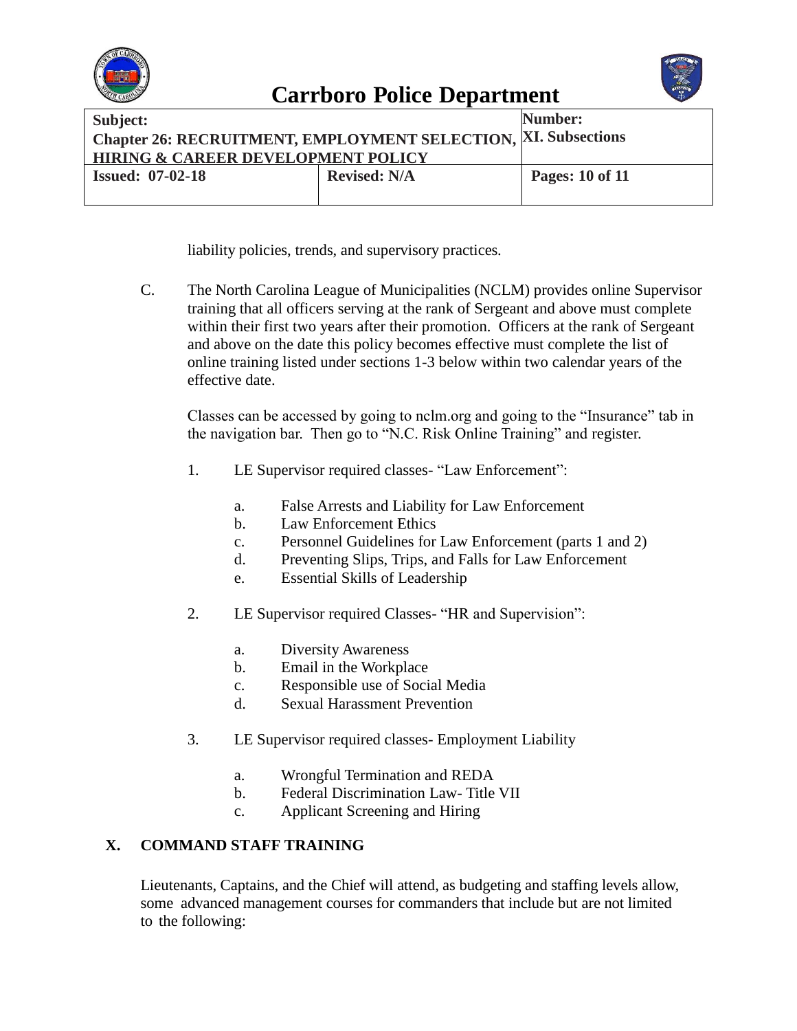liability policies, trends, and supervisory practices.

C. The North Carolina League of Municipalities (NCLM) provides online Supervisor training that all officers serving at the rank of Sergeant and above must complete within their first two years after their promotion. Officers at the rank of Sergeant and above on the date this policy becomes effective must complete the list of online training listed under sections 1-3 below within two calendar years of the effective date.

Classes can be accessed by going to nclm.org and going to the "Insurance" tab in the navigation bar. Then go to "N.C. Risk Online Training" and register.

1. LE Supervisor required classes- "Law Enforcement":

   a. False Arrests and Liability for Law Enforcement
   b. Law Enforcement Ethics
   c. Personnel Guidelines for Law Enforcement (parts 1 and 2)
   d. Preventing Slips, Trips, and Falls for Law Enforcement
   e. Essential Skills of Leadership

2. LE Supervisor required Classes- "HR and Supervision":

   a. Diversity Awareness
   b. Email in the Workplace
   c. Responsible use of Social Media
   d. Sexual Harassment Prevention

3. LE Supervisor required classes- Employment Liability

   a. Wrongful Termination and REDA
   b. Federal Discrimination Law- Title VII
   c. Applicant Screening and Hiring

## X. COMMAND STAFF TRAINING

Lieutenants, Captains, and the Chief will attend, as budgeting and staffing levels allow, some advanced management courses for commanders that include but are not limited to the following: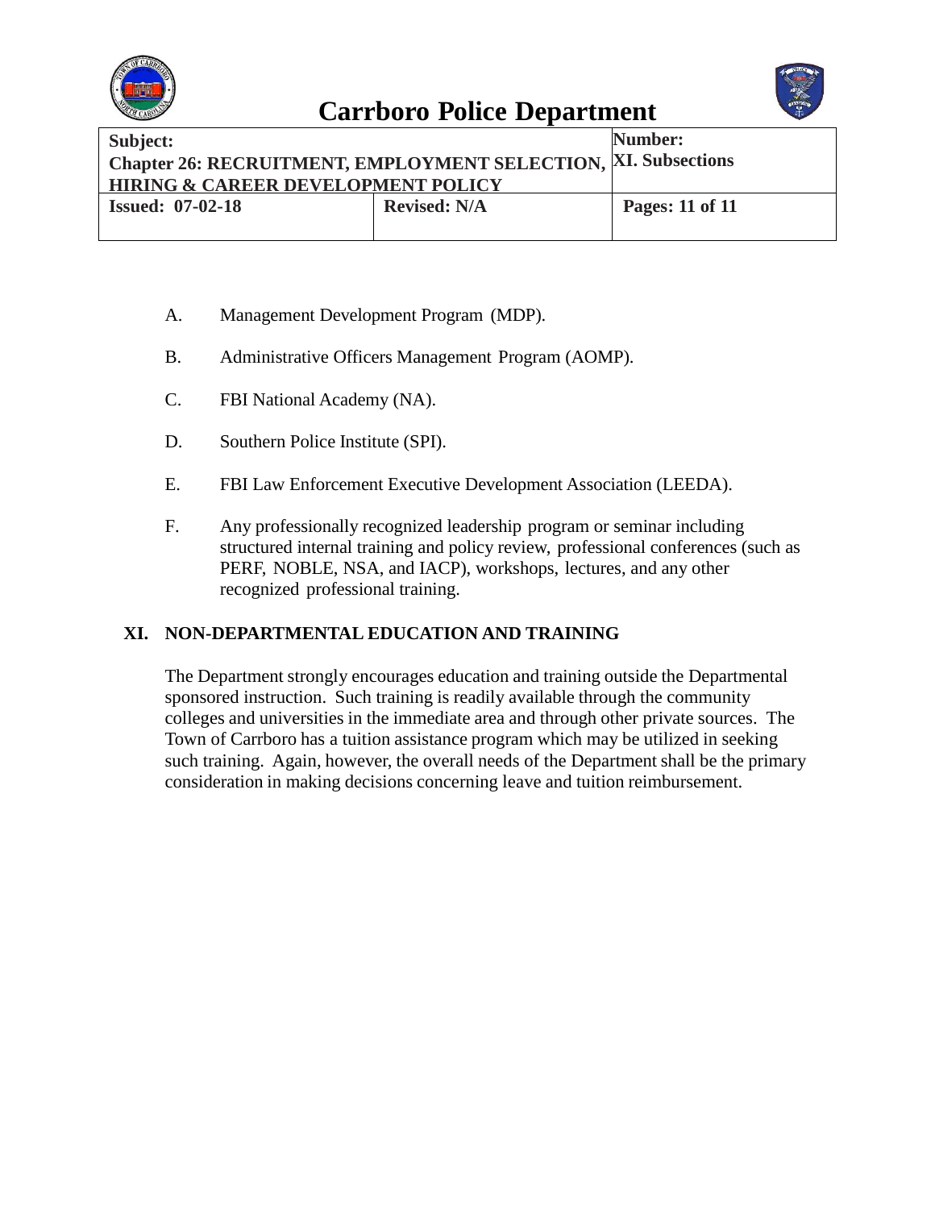A. Management Development Program (MDP).

B. Administrative Officers Management Program (AOMP).

C. FBI National Academy (NA).

D. Southern Police Institute (SPI).

E. FBI Law Enforcement Executive Development Association (LEEDA).

F. Any professionally recognized leadership program or seminar including structured internal training and policy review, professional conferences (such as PERF, NOBLE, NSA, and IACP), workshops, lectures, and any other recognized professional training.

## XI. NON-DEPARTMENTAL EDUCATION AND TRAINING

The Department strongly encourages education and training outside the Departmental sponsored instruction. Such training is readily available through the community colleges and universities in the immediate area and through other private sources. The Town of Carrboro has a tuition assistance program which may be utilized in seeking such training. Again, however, the overall needs of the Department shall be the primary consideration in making decisions concerning leave and tuition reimbursement.